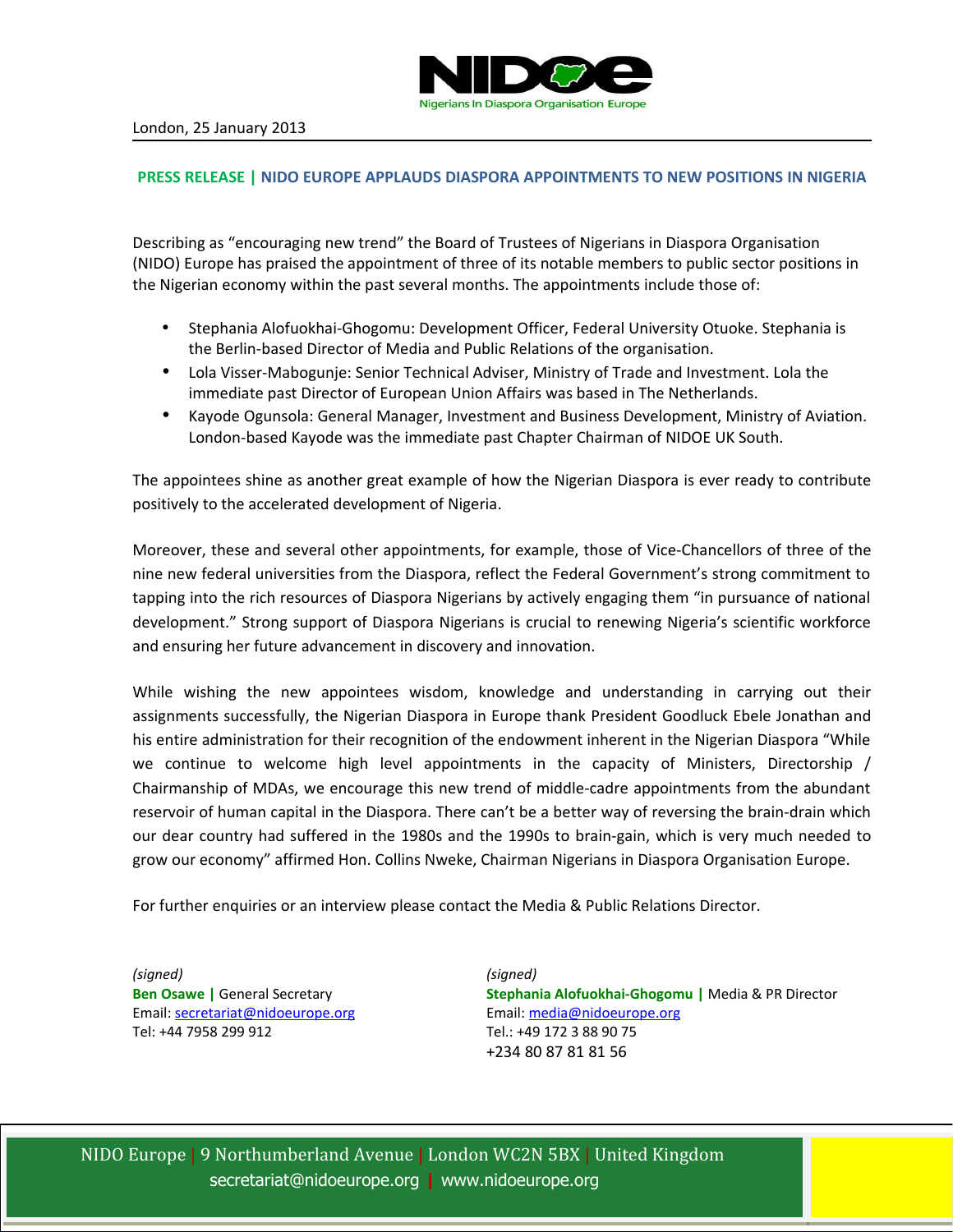NIDOe

Nigerians In Diaspora Organisation Europe

London, 25 January 2013

## PRESS RELEASE | NIDO EUROPE APPLAUDS DIASPORA APPOINTMENTS TO NEW POSITIONS IN NIGERIA

Describing as "encouraging new trend" the Board of Trustees of Nigerians in Diaspora Organisation (NIDO) Europe has praised the appointment of three of its notable members to public sector positions in the Nigerian economy within the past several months. The appointments include those of:

- Stephania Alofuokhai-Ghogomu: Development Officer, Federal University Otuoke. Stephania is the Berlin-based Director of Media and Public Relations of the organisation.
- Lola Visser-Mabogunje: Senior Technical Adviser, Ministry of Trade and Investment. Lola the immediate past Director of European Union Affairs was based in The Netherlands.
- Kayode Ogunsola: General Manager, Investment and Business Development, Ministry of Aviation. London-based Kayode was the immediate past Chapter Chairman of NIDOE UK South.

The appointees shine as another great example of how the Nigerian Diaspora is ever ready to contribute positively to the accelerated development of Nigeria.

Moreover, these and several other appointments, for example, those of Vice-Chancellors of three of the nine new federal universities from the Diaspora, reflect the Federal Government's strong commitment to tapping into the rich resources of Diaspora Nigerians by actively engaging them "in pursuance of national development." Strong support of Diaspora Nigerians is crucial to renewing Nigeria's scientific workforce and ensuring her future advancement in discovery and innovation.

While wishing the new appointees wisdom, knowledge and understanding in carrying out their assignments successfully, the Nigerian Diaspora in Europe thank President Goodluck Ebele Jonathan and his entire administration for their recognition of the endowment inherent in the Nigerian Diaspora "While we continue to welcome high level appointments in the capacity of Ministers, Directorship / Chairmanship of MDAs, we encourage this new trend of middle-cadre appointments from the abundant reservoir of human capital in the Diaspora. There can't be a better way of reversing the brain-drain which our dear country had suffered in the 1980s and the 1990s to brain-gain, which is very much needed to grow our economy" affirmed Hon. Collins Nweke, Chairman Nigerians in Diaspora Organisation Europe.

For further enquiries or an interview please contact the Media & Public Relations Director.

*(signed)*
**Ben Osawe** | General Secretary
Email: secretariat@nidoeurope.org
Tel: +44 7958 299 912

*(signed)*
**Stephania Alofuokhai-Ghogomu** | Media & PR Director
Email: media@nidoeurope.org
Tel.: +49 172 3 88 90 75
+234 80 87 81 81 56

NIDO Europe | 9 Northumberland Avenue | London WC2N 5BX | United Kingdom
secretariat@nidoeurope.org | www.nidoeurope.org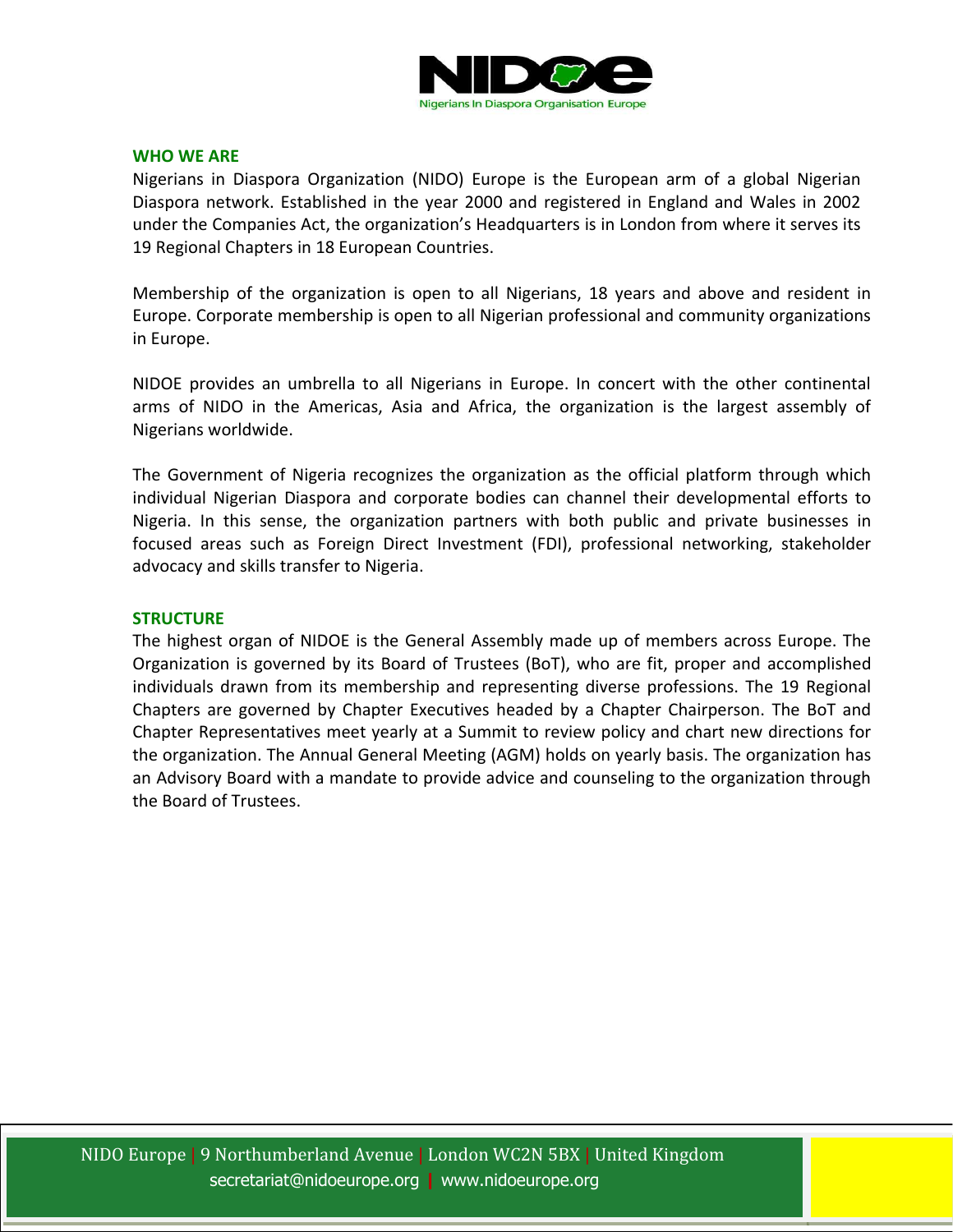## WHO WE ARE

Nigerians in Diaspora Organization (NIDO) Europe is the European arm of a global Nigerian Diaspora network. Established in the year 2000 and registered in England and Wales in 2002 under the Companies Act, the organization's Headquarters is in London from where it serves its 19 Regional Chapters in 18 European Countries.

Membership of the organization is open to all Nigerians, 18 years and above and resident in Europe. Corporate membership is open to all Nigerian professional and community organizations in Europe.

NIDOE provides an umbrella to all Nigerians in Europe. In concert with the other continental arms of NIDO in the Americas, Asia and Africa, the organization is the largest assembly of Nigerians worldwide.

The Government of Nigeria recognizes the organization as the official platform through which individual Nigerian Diaspora and corporate bodies can channel their developmental efforts to Nigeria. In this sense, the organization partners with both public and private businesses in focused areas such as Foreign Direct Investment (FDI), professional networking, stakeholder advocacy and skills transfer to Nigeria.

## STRUCTURE

The highest organ of NIDOE is the General Assembly made up of members across Europe. The Organization is governed by its Board of Trustees (BoT), who are fit, proper and accomplished individuals drawn from its membership and representing diverse professions. The 19 Regional Chapters are governed by Chapter Executives headed by a Chapter Chairperson. The BoT and Chapter Representatives meet yearly at a Summit to review policy and chart new directions for the organization. The Annual General Meeting (AGM) holds on yearly basis. The organization has an Advisory Board with a mandate to provide advice and counseling to the organization through the Board of Trustees.